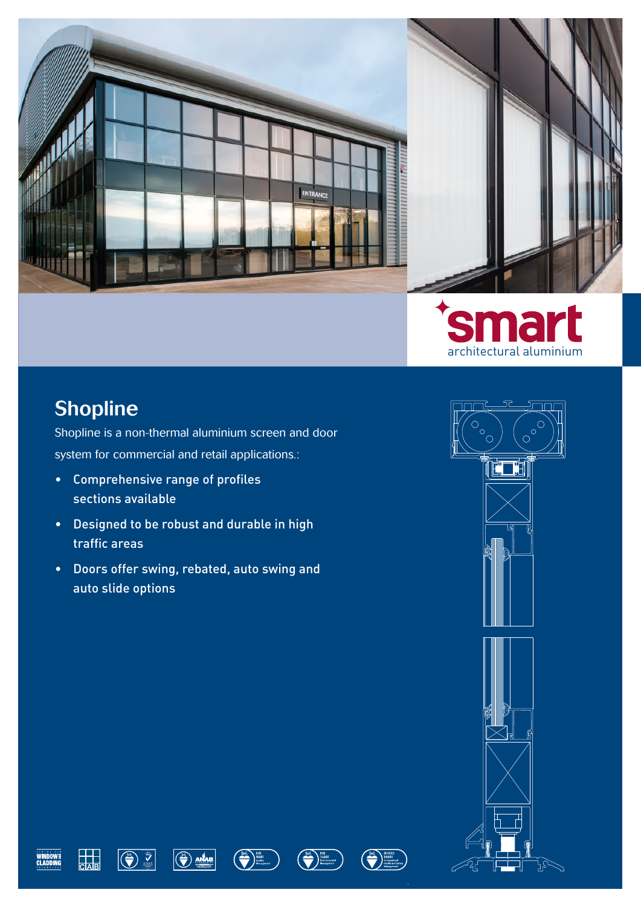smart
architectural aluminium

# Shopline

Shopline is a non-thermal aluminium screen and door system for commercial and retail applications.:

- Comprehensive range of profiles sections available
- Designed to be robust and durable in high traffic areas
- Doors offer swing, rebated, auto swing and auto slide options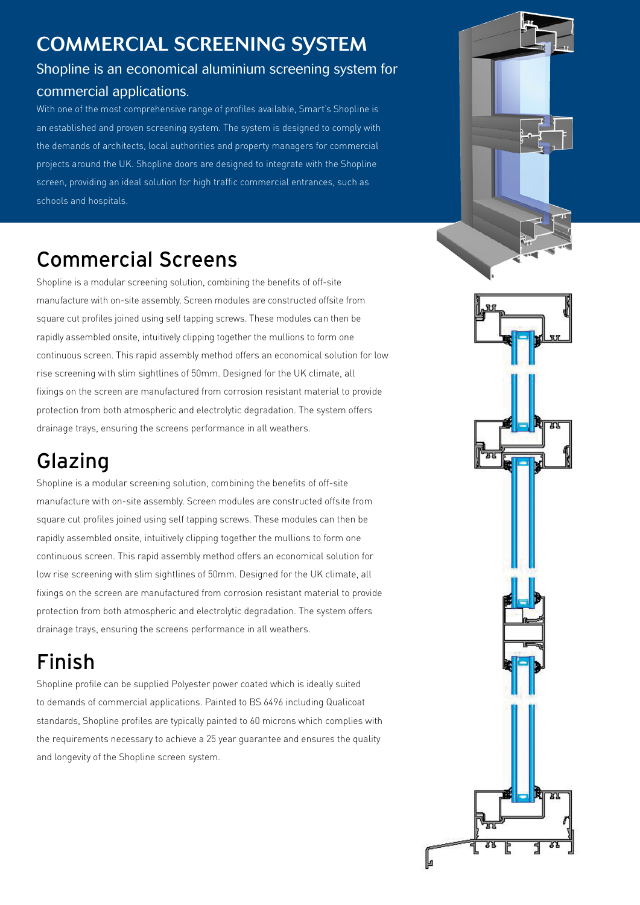# COMMERCIAL SCREENING SYSTEM

Shopline is an economical aluminium screening system for commercial applications.

With one of the most comprehensive range of profiles available, Smart's Shopline is an established and proven screening system. The system is designed to comply with the demands of architects, local authorities and property managers for commercial projects around the UK. Shopline doors are designed to integrate with the Shopline screen, providing an ideal solution for high traffic commercial entrances, such as schools and hospitals.

## Commercial Screens

Shopline is a modular screening solution, combining the benefits of off-site manufacture with on-site assembly. Screen modules are constructed offsite from square cut profiles joined using self tapping screws. These modules can then be rapidly assembled onsite, intuitively clipping together the mullions to form one continuous screen. This rapid assembly method offers an economical solution for low rise screening with slim sightlines of 50mm. Designed for the UK climate, all fixings on the screen are manufactured from corrosion resistant material to provide protection from both atmospheric and electrolytic degradation. The system offers drainage trays, ensuring the screens performance in all weathers.

## Glazing

Shopline is a modular screening solution, combining the benefits of off-site manufacture with on-site assembly. Screen modules are constructed offsite from square cut profiles joined using self tapping screws. These modules can then be rapidly assembled onsite, intuitively clipping together the mullions to form one continuous screen. This rapid assembly method offers an economical solution for low rise screening with slim sightlines of 50mm. Designed for the UK climate, all fixings on the screen are manufactured from corrosion resistant material to provide protection from both atmospheric and electrolytic degradation. The system offers drainage trays, ensuring the screens performance in all weathers.

## Finish

Shopline profile can be supplied Polyester power coated which is ideally suited to demands of commercial applications. Painted to BS 6496 including Qualicoat standards, Shopline profiles are typically painted to 60 microns which complies with the requirements necessary to achieve a 25 year guarantee and ensures the quality and longevity of the Shopline screen system.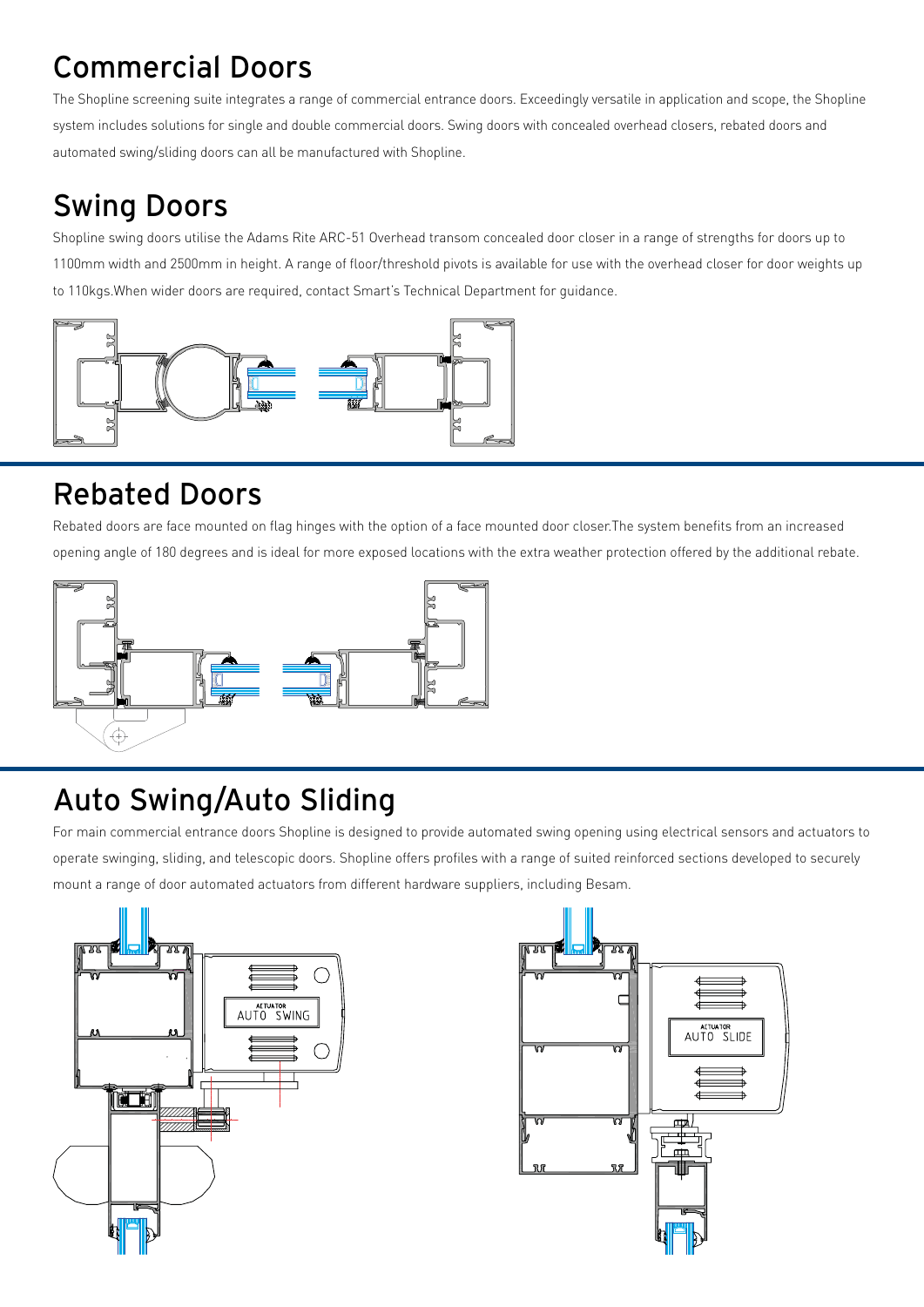# Commercial Doors

The Shopline screening suite integrates a range of commercial entrance doors. Exceedingly versatile in application and scope, the Shopline system includes solutions for single and double commercial doors. Swing doors with concealed overhead closers, rebated doors and automated swing/sliding doors can all be manufactured with Shopline.

# Swing Doors

Shopline swing doors utilise the Adams Rite ARC-51 Overhead transom concealed door closer in a range of strengths for doors up to 1100mm width and 2500mm in height. A range of floor/threshold pivots is available for use with the overhead closer for door weights up to 110kgs.When wider doors are required, contact Smart's Technical Department for guidance.

# Rebated Doors

Rebated doors are face mounted on flag hinges with the option of a face mounted door closer.The system benefits from an increased opening angle of 180 degrees and is ideal for more exposed locations with the extra weather protection offered by the additional rebate.

# Auto Swing/Auto Sliding

For main commercial entrance doors Shopline is designed to provide automated swing opening using electrical sensors and actuators to operate swinging, sliding, and telescopic doors. Shopline offers profiles with a range of suited reinforced sections developed to securely mount a range of door automated actuators from different hardware suppliers, including Besam.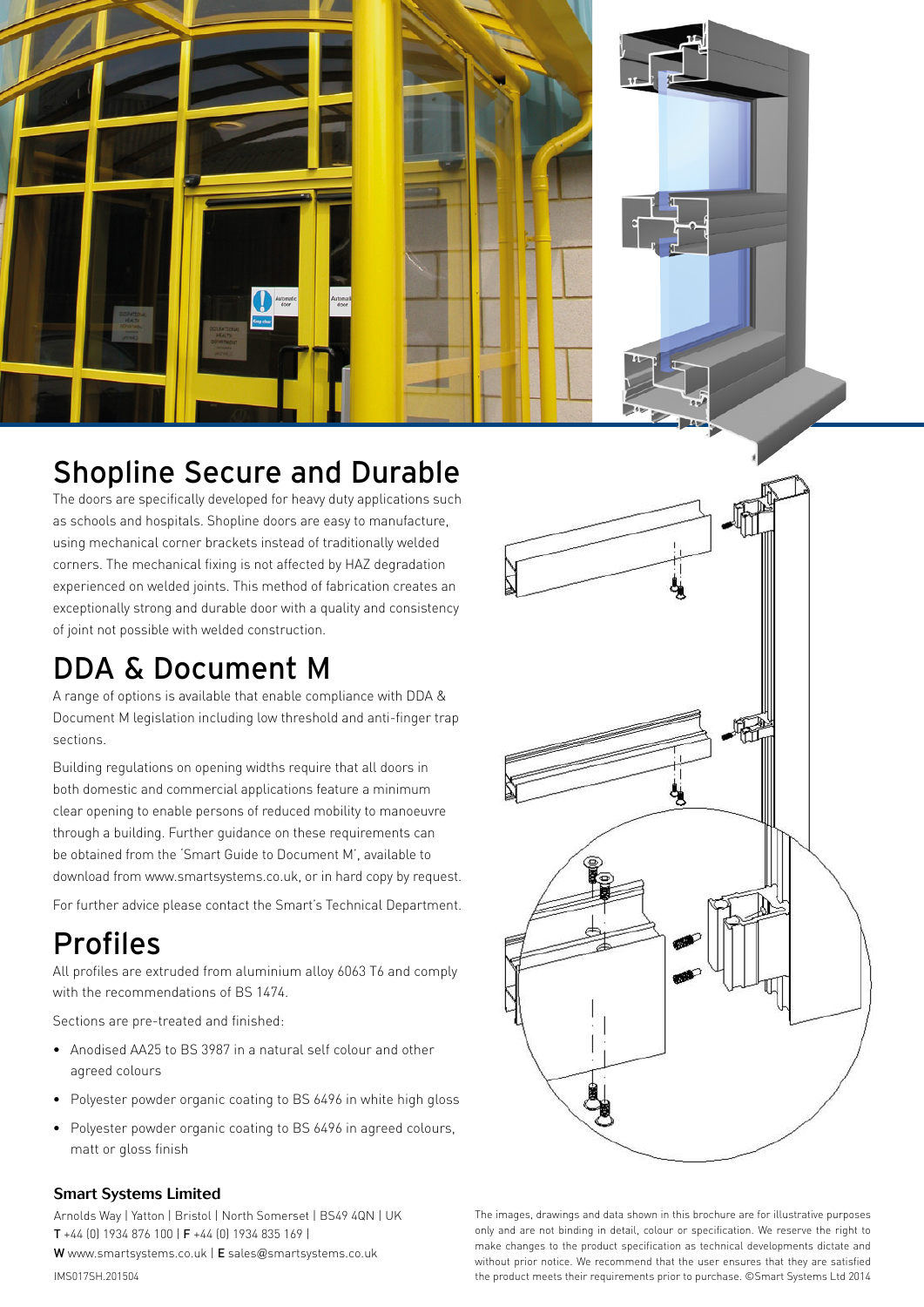## Shopline Secure and Durable

The doors are specifically developed for heavy duty applications such as schools and hospitals. Shopline doors are easy to manufacture, using mechanical corner brackets instead of traditionally welded corners. The mechanical fixing is not affected by HAZ degradation experienced on welded joints. This method of fabrication creates an exceptionally strong and durable door with a quality and consistency of joint not possible with welded construction.

## DDA & Document M

A range of options is available that enable compliance with DDA & Document M legislation including low threshold and anti-finger trap sections.

Building regulations on opening widths require that all doors in both domestic and commercial applications feature a minimum clear opening to enable persons of reduced mobility to manoeuvre through a building. Further guidance on these requirements can be obtained from the 'Smart Guide to Document M', available to download from www.smartsystems.co.uk, or in hard copy by request.

For further advice please contact the Smart's Technical Department.

## Profiles

All profiles are extruded from aluminium alloy 6063 T6 and comply with the recommendations of BS 1474.

Sections are pre-treated and finished:

- Anodised AA25 to BS 3987 in a natural self colour and other agreed colours
- Polyester powder organic coating to BS 6496 in white high gloss
- Polyester powder organic coating to BS 6496 in agreed colours, matt or gloss finish

**Smart Systems Limited**

Arnolds Way | Yatton | Bristol | North Somerset | BS49 4QN | UK
**T** +44 (0) 1934 876 100 | **F** +44 (0) 1934 835 169 |
**W** www.smartsystems.co.uk | **E** sales@smartsystems.co.uk

IMS017SH.201504

The images, drawings and data shown in this brochure are for illustrative purposes only and are not binding in detail, colour or specification. We reserve the right to make changes to the product specification as technical developments dictate and without prior notice. We recommend that the user ensures that they are satisfied the product meets their requirements prior to purchase. ©Smart Systems Ltd 2014